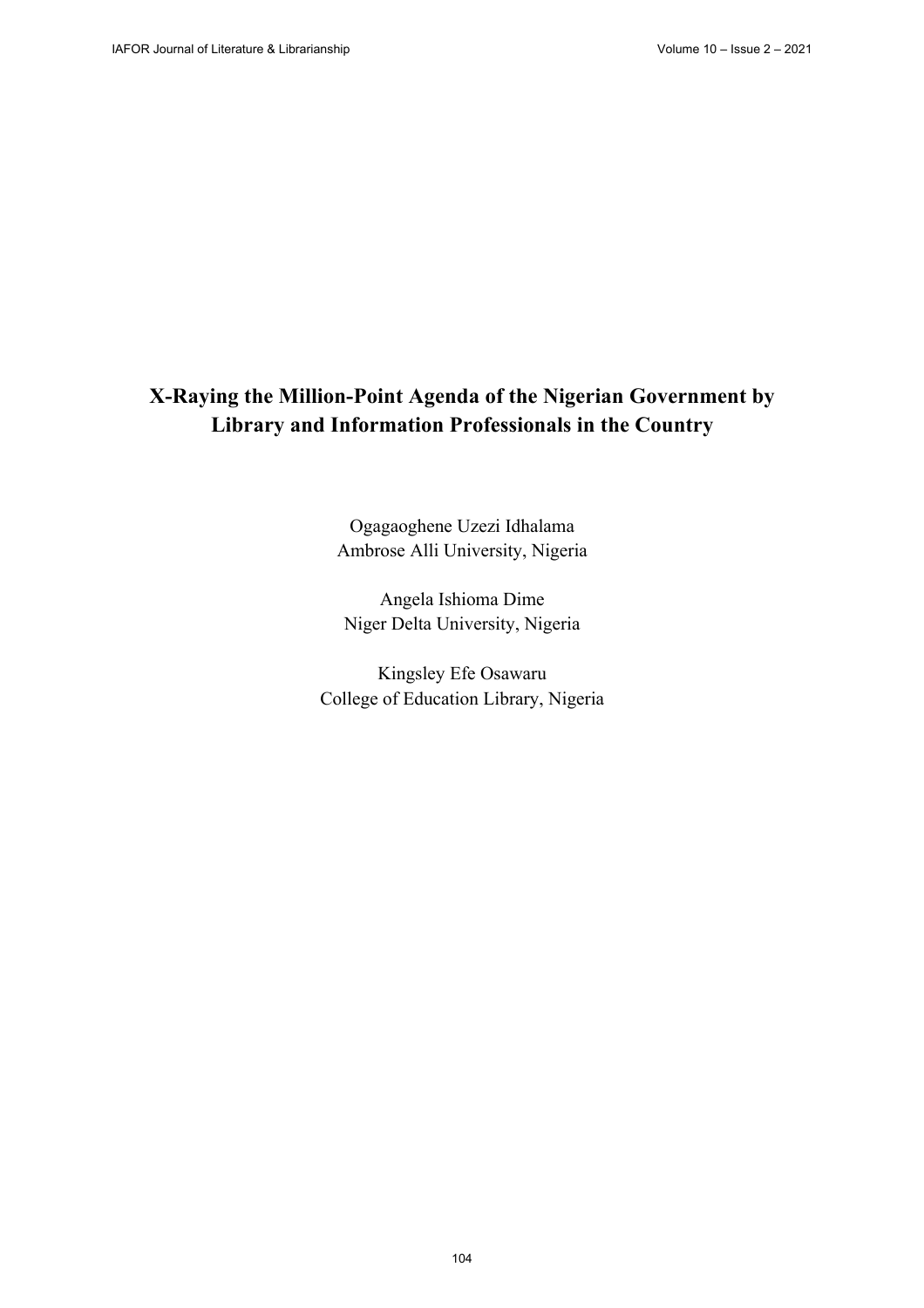# X-Raying the Million-Point Agenda of the Nigerian Government by Library and Information Professionals in the Country

Ogagaoghene Uzezi Idhalama
Ambrose Alli University, Nigeria

Angela Ishioma Dime
Niger Delta University, Nigeria

Kingsley Efe Osawaru
College of Education Library, Nigeria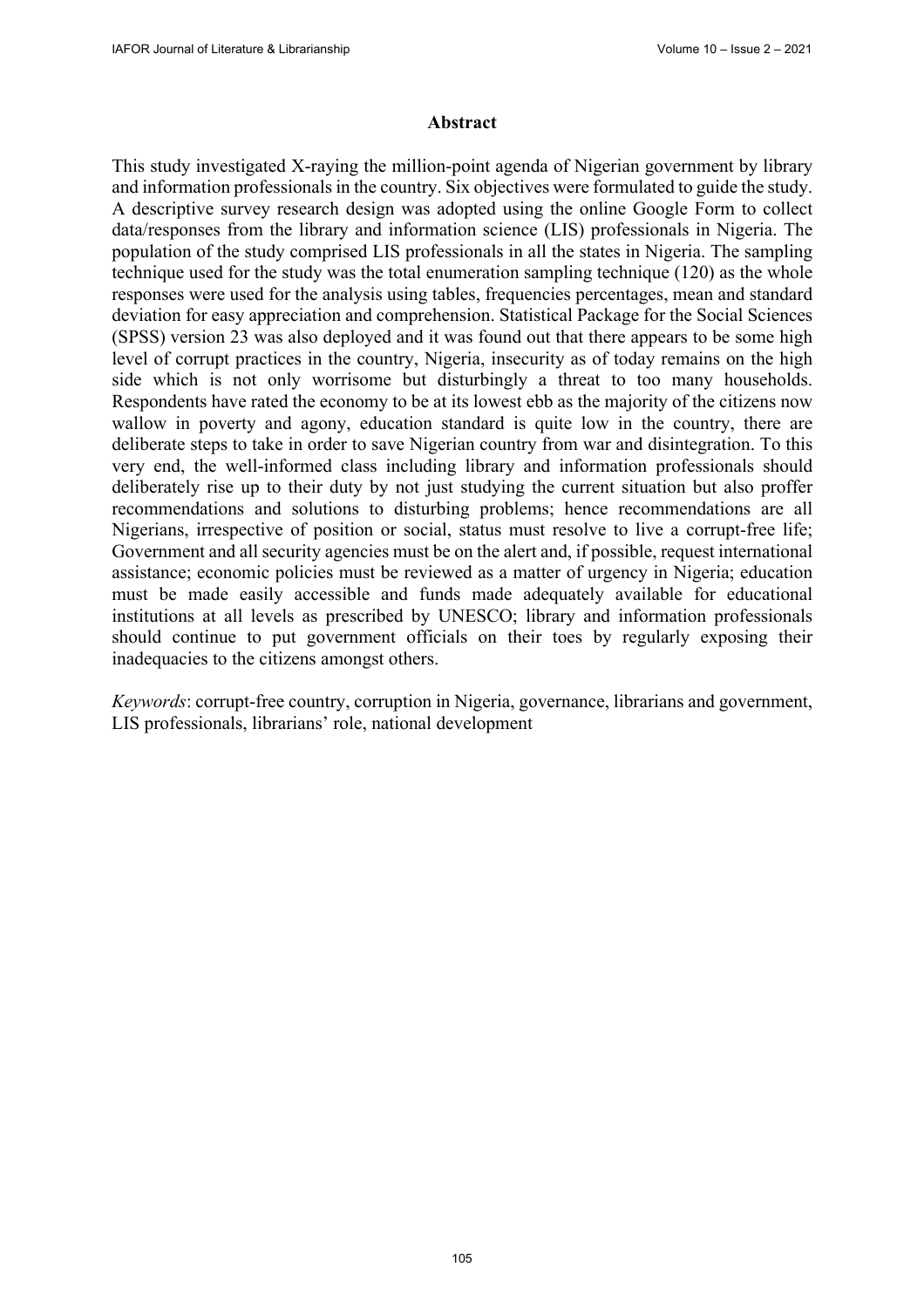## Abstract

This study investigated X-raying the million-point agenda of Nigerian government by library and information professionals in the country. Six objectives were formulated to guide the study. A descriptive survey research design was adopted using the online Google Form to collect data/responses from the library and information science (LIS) professionals in Nigeria. The population of the study comprised LIS professionals in all the states in Nigeria. The sampling technique used for the study was the total enumeration sampling technique (120) as the whole responses were used for the analysis using tables, frequencies percentages, mean and standard deviation for easy appreciation and comprehension. Statistical Package for the Social Sciences (SPSS) version 23 was also deployed and it was found out that there appears to be some high level of corrupt practices in the country, Nigeria, insecurity as of today remains on the high side which is not only worrisome but disturbingly a threat to too many households. Respondents have rated the economy to be at its lowest ebb as the majority of the citizens now wallow in poverty and agony, education standard is quite low in the country, there are deliberate steps to take in order to save Nigerian country from war and disintegration. To this very end, the well-informed class including library and information professionals should deliberately rise up to their duty by not just studying the current situation but also proffer recommendations and solutions to disturbing problems; hence recommendations are all Nigerians, irrespective of position or social, status must resolve to live a corrupt-free life; Government and all security agencies must be on the alert and, if possible, request international assistance; economic policies must be reviewed as a matter of urgency in Nigeria; education must be made easily accessible and funds made adequately available for educational institutions at all levels as prescribed by UNESCO; library and information professionals should continue to put government officials on their toes by regularly exposing their inadequacies to the citizens amongst others.

*Keywords*: corrupt-free country, corruption in Nigeria, governance, librarians and government, LIS professionals, librarians' role, national development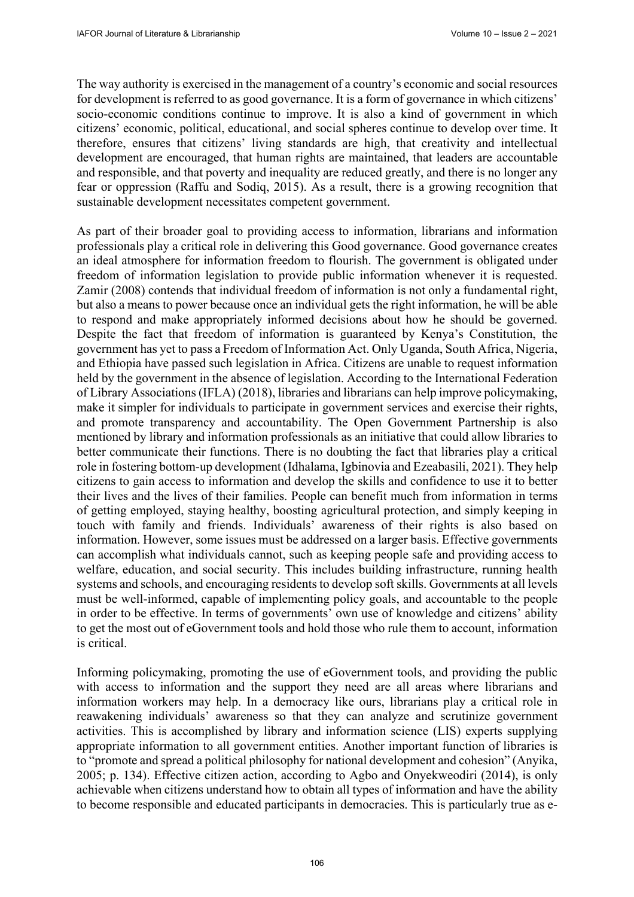The way authority is exercised in the management of a country's economic and social resources for development is referred to as good governance. It is a form of governance in which citizens' socio-economic conditions continue to improve. It is also a kind of government in which citizens' economic, political, educational, and social spheres continue to develop over time. It therefore, ensures that citizens' living standards are high, that creativity and intellectual development are encouraged, that human rights are maintained, that leaders are accountable and responsible, and that poverty and inequality are reduced greatly, and there is no longer any fear or oppression (Raffu and Sodiq, 2015). As a result, there is a growing recognition that sustainable development necessitates competent government.

As part of their broader goal to providing access to information, librarians and information professionals play a critical role in delivering this Good governance. Good governance creates an ideal atmosphere for information freedom to flourish. The government is obligated under freedom of information legislation to provide public information whenever it is requested. Zamir (2008) contends that individual freedom of information is not only a fundamental right, but also a means to power because once an individual gets the right information, he will be able to respond and make appropriately informed decisions about how he should be governed. Despite the fact that freedom of information is guaranteed by Kenya's Constitution, the government has yet to pass a Freedom of Information Act. Only Uganda, South Africa, Nigeria, and Ethiopia have passed such legislation in Africa. Citizens are unable to request information held by the government in the absence of legislation. According to the International Federation of Library Associations (IFLA) (2018), libraries and librarians can help improve policymaking, make it simpler for individuals to participate in government services and exercise their rights, and promote transparency and accountability. The Open Government Partnership is also mentioned by library and information professionals as an initiative that could allow libraries to better communicate their functions. There is no doubting the fact that libraries play a critical role in fostering bottom-up development (Idhalama, Igbinovia and Ezeabasili, 2021). They help citizens to gain access to information and develop the skills and confidence to use it to better their lives and the lives of their families. People can benefit much from information in terms of getting employed, staying healthy, boosting agricultural protection, and simply keeping in touch with family and friends. Individuals' awareness of their rights is also based on information. However, some issues must be addressed on a larger basis. Effective governments can accomplish what individuals cannot, such as keeping people safe and providing access to welfare, education, and social security. This includes building infrastructure, running health systems and schools, and encouraging residents to develop soft skills. Governments at all levels must be well-informed, capable of implementing policy goals, and accountable to the people in order to be effective. In terms of governments' own use of knowledge and citizens' ability to get the most out of eGovernment tools and hold those who rule them to account, information is critical.

Informing policymaking, promoting the use of eGovernment tools, and providing the public with access to information and the support they need are all areas where librarians and information workers may help. In a democracy like ours, librarians play a critical role in reawakening individuals' awareness so that they can analyze and scrutinize government activities. This is accomplished by library and information science (LIS) experts supplying appropriate information to all government entities. Another important function of libraries is to "promote and spread a political philosophy for national development and cohesion" (Anyika, 2005; p. 134). Effective citizen action, according to Agbo and Onyekweodiri (2014), is only achievable when citizens understand how to obtain all types of information and have the ability to become responsible and educated participants in democracies. This is particularly true as e-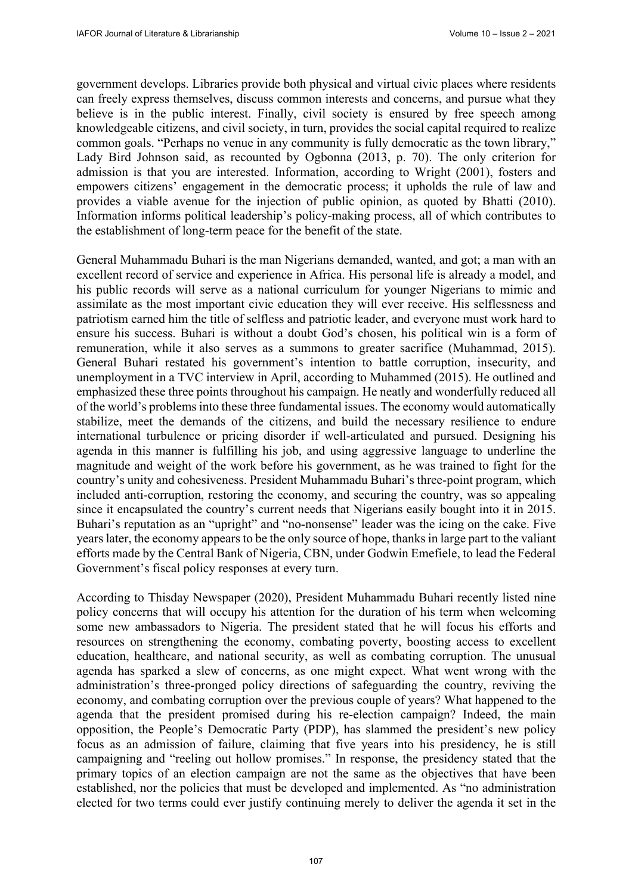government develops. Libraries provide both physical and virtual civic places where residents can freely express themselves, discuss common interests and concerns, and pursue what they believe is in the public interest. Finally, civil society is ensured by free speech among knowledgeable citizens, and civil society, in turn, provides the social capital required to realize common goals. "Perhaps no venue in any community is fully democratic as the town library," Lady Bird Johnson said, as recounted by Ogbonna (2013, p. 70). The only criterion for admission is that you are interested. Information, according to Wright (2001), fosters and empowers citizens' engagement in the democratic process; it upholds the rule of law and provides a viable avenue for the injection of public opinion, as quoted by Bhatti (2010). Information informs political leadership's policy-making process, all of which contributes to the establishment of long-term peace for the benefit of the state.

General Muhammadu Buhari is the man Nigerians demanded, wanted, and got; a man with an excellent record of service and experience in Africa. His personal life is already a model, and his public records will serve as a national curriculum for younger Nigerians to mimic and assimilate as the most important civic education they will ever receive. His selflessness and patriotism earned him the title of selfless and patriotic leader, and everyone must work hard to ensure his success. Buhari is without a doubt God's chosen, his political win is a form of remuneration, while it also serves as a summons to greater sacrifice (Muhammad, 2015). General Buhari restated his government's intention to battle corruption, insecurity, and unemployment in a TVC interview in April, according to Muhammed (2015). He outlined and emphasized these three points throughout his campaign. He neatly and wonderfully reduced all of the world's problems into these three fundamental issues. The economy would automatically stabilize, meet the demands of the citizens, and build the necessary resilience to endure international turbulence or pricing disorder if well-articulated and pursued. Designing his agenda in this manner is fulfilling his job, and using aggressive language to underline the magnitude and weight of the work before his government, as he was trained to fight for the country's unity and cohesiveness. President Muhammadu Buhari's three-point program, which included anti-corruption, restoring the economy, and securing the country, was so appealing since it encapsulated the country's current needs that Nigerians easily bought into it in 2015. Buhari's reputation as an "upright" and "no-nonsense" leader was the icing on the cake. Five years later, the economy appears to be the only source of hope, thanks in large part to the valiant efforts made by the Central Bank of Nigeria, CBN, under Godwin Emefiele, to lead the Federal Government's fiscal policy responses at every turn.

According to Thisday Newspaper (2020), President Muhammadu Buhari recently listed nine policy concerns that will occupy his attention for the duration of his term when welcoming some new ambassadors to Nigeria. The president stated that he will focus his efforts and resources on strengthening the economy, combating poverty, boosting access to excellent education, healthcare, and national security, as well as combating corruption. The unusual agenda has sparked a slew of concerns, as one might expect. What went wrong with the administration's three-pronged policy directions of safeguarding the country, reviving the economy, and combating corruption over the previous couple of years? What happened to the agenda that the president promised during his re-election campaign? Indeed, the main opposition, the People's Democratic Party (PDP), has slammed the president's new policy focus as an admission of failure, claiming that five years into his presidency, he is still campaigning and "reeling out hollow promises." In response, the presidency stated that the primary topics of an election campaign are not the same as the objectives that have been established, nor the policies that must be developed and implemented. As "no administration elected for two terms could ever justify continuing merely to deliver the agenda it set in the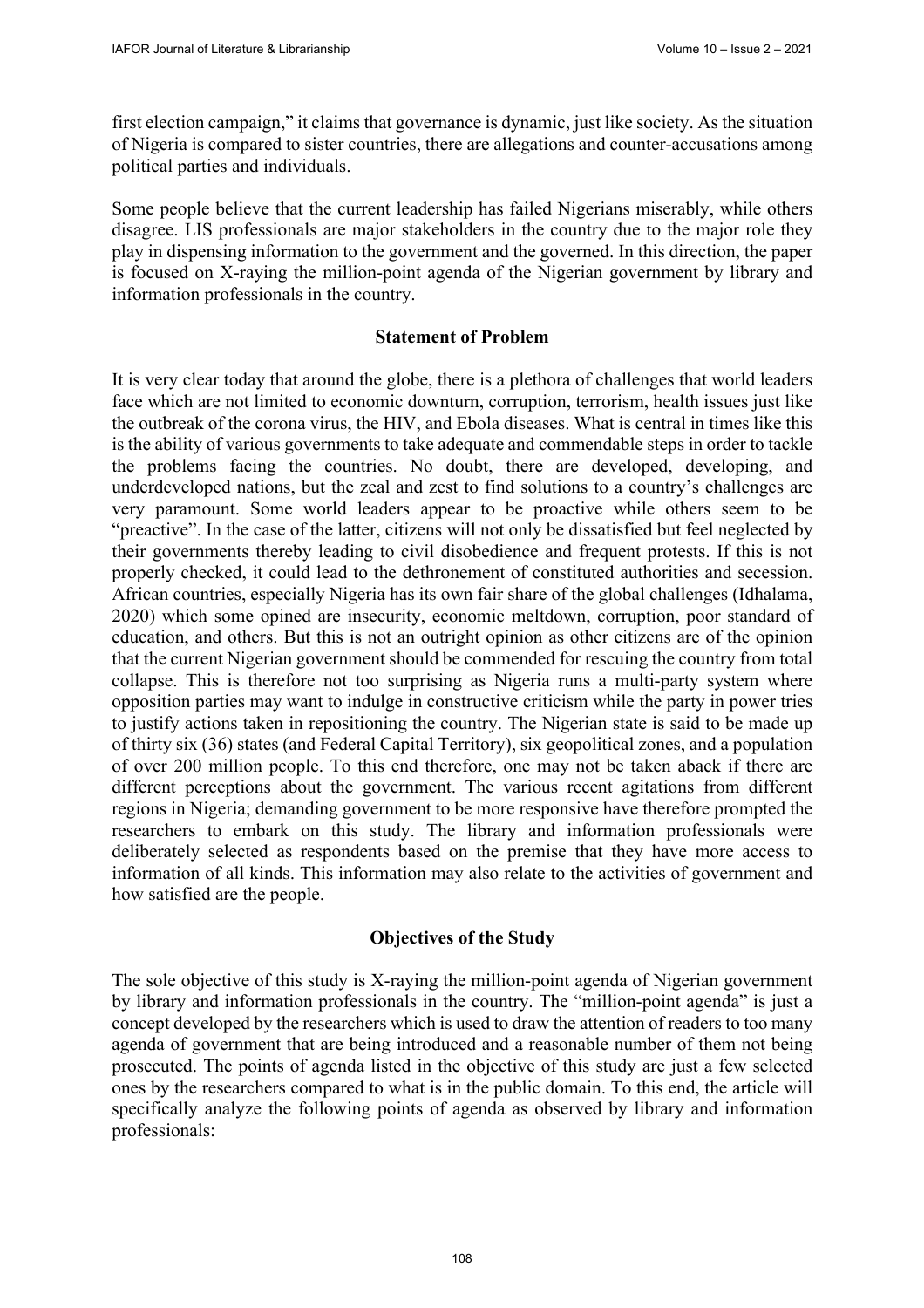first election campaign," it claims that governance is dynamic, just like society. As the situation of Nigeria is compared to sister countries, there are allegations and counter-accusations among political parties and individuals.

Some people believe that the current leadership has failed Nigerians miserably, while others disagree. LIS professionals are major stakeholders in the country due to the major role they play in dispensing information to the government and the governed. In this direction, the paper is focused on X-raying the million-point agenda of the Nigerian government by library and information professionals in the country.

## Statement of Problem

It is very clear today that around the globe, there is a plethora of challenges that world leaders face which are not limited to economic downturn, corruption, terrorism, health issues just like the outbreak of the corona virus, the HIV, and Ebola diseases. What is central in times like this is the ability of various governments to take adequate and commendable steps in order to tackle the problems facing the countries. No doubt, there are developed, developing, and underdeveloped nations, but the zeal and zest to find solutions to a country's challenges are very paramount. Some world leaders appear to be proactive while others seem to be "preactive". In the case of the latter, citizens will not only be dissatisfied but feel neglected by their governments thereby leading to civil disobedience and frequent protests. If this is not properly checked, it could lead to the dethronement of constituted authorities and secession. African countries, especially Nigeria has its own fair share of the global challenges (Idhalama, 2020) which some opined are insecurity, economic meltdown, corruption, poor standard of education, and others. But this is not an outright opinion as other citizens are of the opinion that the current Nigerian government should be commended for rescuing the country from total collapse. This is therefore not too surprising as Nigeria runs a multi-party system where opposition parties may want to indulge in constructive criticism while the party in power tries to justify actions taken in repositioning the country. The Nigerian state is said to be made up of thirty six (36) states (and Federal Capital Territory), six geopolitical zones, and a population of over 200 million people. To this end therefore, one may not be taken aback if there are different perceptions about the government. The various recent agitations from different regions in Nigeria; demanding government to be more responsive have therefore prompted the researchers to embark on this study. The library and information professionals were deliberately selected as respondents based on the premise that they have more access to information of all kinds. This information may also relate to the activities of government and how satisfied are the people.

## Objectives of the Study

The sole objective of this study is X-raying the million-point agenda of Nigerian government by library and information professionals in the country. The "million-point agenda" is just a concept developed by the researchers which is used to draw the attention of readers to too many agenda of government that are being introduced and a reasonable number of them not being prosecuted. The points of agenda listed in the objective of this study are just a few selected ones by the researchers compared to what is in the public domain. To this end, the article will specifically analyze the following points of agenda as observed by library and information professionals: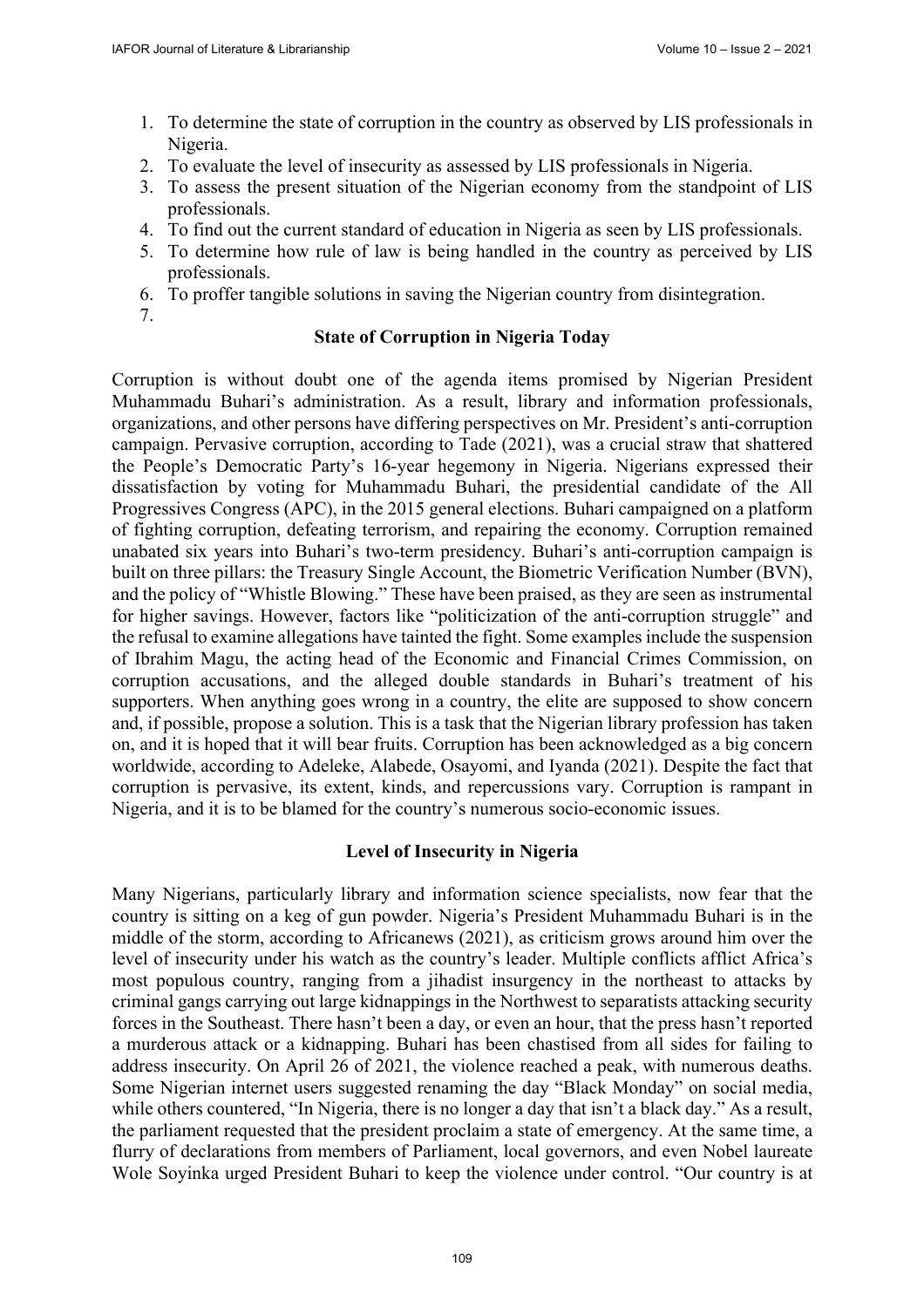1. To determine the state of corruption in the country as observed by LIS professionals in Nigeria.
2. To evaluate the level of insecurity as assessed by LIS professionals in Nigeria.
3. To assess the present situation of the Nigerian economy from the standpoint of LIS professionals.
4. To find out the current standard of education in Nigeria as seen by LIS professionals.
5. To determine how rule of law is being handled in the country as perceived by LIS professionals.
6. To proffer tangible solutions in saving the Nigerian country from disintegration.
7.

### State of Corruption in Nigeria Today

Corruption is without doubt one of the agenda items promised by Nigerian President Muhammadu Buhari's administration. As a result, library and information professionals, organizations, and other persons have differing perspectives on Mr. President's anti-corruption campaign. Pervasive corruption, according to Tade (2021), was a crucial straw that shattered the People's Democratic Party's 16-year hegemony in Nigeria. Nigerians expressed their dissatisfaction by voting for Muhammadu Buhari, the presidential candidate of the All Progressives Congress (APC), in the 2015 general elections. Buhari campaigned on a platform of fighting corruption, defeating terrorism, and repairing the economy. Corruption remained unabated six years into Buhari's two-term presidency. Buhari's anti-corruption campaign is built on three pillars: the Treasury Single Account, the Biometric Verification Number (BVN), and the policy of "Whistle Blowing." These have been praised, as they are seen as instrumental for higher savings. However, factors like "politicization of the anti-corruption struggle" and the refusal to examine allegations have tainted the fight. Some examples include the suspension of Ibrahim Magu, the acting head of the Economic and Financial Crimes Commission, on corruption accusations, and the alleged double standards in Buhari's treatment of his supporters. When anything goes wrong in a country, the elite are supposed to show concern and, if possible, propose a solution. This is a task that the Nigerian library profession has taken on, and it is hoped that it will bear fruits. Corruption has been acknowledged as a big concern worldwide, according to Adeleke, Alabede, Osayomi, and Iyanda (2021). Despite the fact that corruption is pervasive, its extent, kinds, and repercussions vary. Corruption is rampant in Nigeria, and it is to be blamed for the country's numerous socio-economic issues.

### Level of Insecurity in Nigeria

Many Nigerians, particularly library and information science specialists, now fear that the country is sitting on a keg of gun powder. Nigeria's President Muhammadu Buhari is in the middle of the storm, according to Africanews (2021), as criticism grows around him over the level of insecurity under his watch as the country's leader. Multiple conflicts afflict Africa's most populous country, ranging from a jihadist insurgency in the northeast to attacks by criminal gangs carrying out large kidnappings in the Northwest to separatists attacking security forces in the Southeast. There hasn't been a day, or even an hour, that the press hasn't reported a murderous attack or a kidnapping. Buhari has been chastised from all sides for failing to address insecurity. On April 26 of 2021, the violence reached a peak, with numerous deaths. Some Nigerian internet users suggested renaming the day "Black Monday" on social media, while others countered, "In Nigeria, there is no longer a day that isn't a black day." As a result, the parliament requested that the president proclaim a state of emergency. At the same time, a flurry of declarations from members of Parliament, local governors, and even Nobel laureate Wole Soyinka urged President Buhari to keep the violence under control. "Our country is at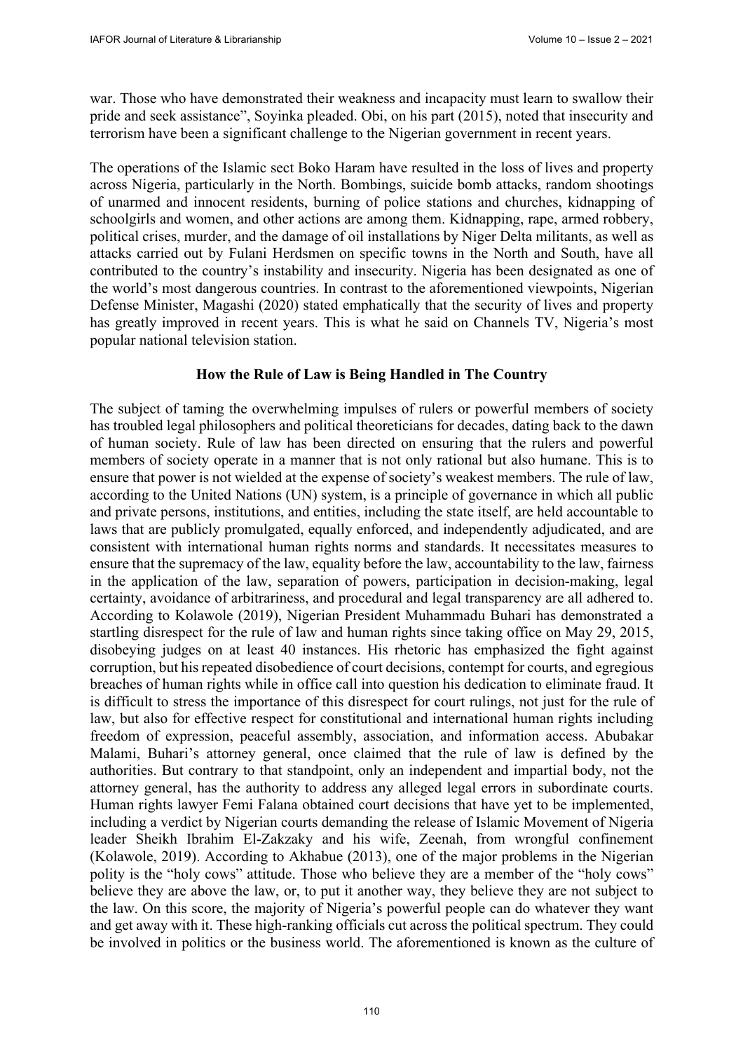war. Those who have demonstrated their weakness and incapacity must learn to swallow their pride and seek assistance", Soyinka pleaded. Obi, on his part (2015), noted that insecurity and terrorism have been a significant challenge to the Nigerian government in recent years.

The operations of the Islamic sect Boko Haram have resulted in the loss of lives and property across Nigeria, particularly in the North. Bombings, suicide bomb attacks, random shootings of unarmed and innocent residents, burning of police stations and churches, kidnapping of schoolgirls and women, and other actions are among them. Kidnapping, rape, armed robbery, political crises, murder, and the damage of oil installations by Niger Delta militants, as well as attacks carried out by Fulani Herdsmen on specific towns in the North and South, have all contributed to the country's instability and insecurity. Nigeria has been designated as one of the world's most dangerous countries. In contrast to the aforementioned viewpoints, Nigerian Defense Minister, Magashi (2020) stated emphatically that the security of lives and property has greatly improved in recent years. This is what he said on Channels TV, Nigeria's most popular national television station.

## How the Rule of Law is Being Handled in The Country

The subject of taming the overwhelming impulses of rulers or powerful members of society has troubled legal philosophers and political theoreticians for decades, dating back to the dawn of human society. Rule of law has been directed on ensuring that the rulers and powerful members of society operate in a manner that is not only rational but also humane. This is to ensure that power is not wielded at the expense of society's weakest members. The rule of law, according to the United Nations (UN) system, is a principle of governance in which all public and private persons, institutions, and entities, including the state itself, are held accountable to laws that are publicly promulgated, equally enforced, and independently adjudicated, and are consistent with international human rights norms and standards. It necessitates measures to ensure that the supremacy of the law, equality before the law, accountability to the law, fairness in the application of the law, separation of powers, participation in decision-making, legal certainty, avoidance of arbitrariness, and procedural and legal transparency are all adhered to. According to Kolawole (2019), Nigerian President Muhammadu Buhari has demonstrated a startling disrespect for the rule of law and human rights since taking office on May 29, 2015, disobeying judges on at least 40 instances. His rhetoric has emphasized the fight against corruption, but his repeated disobedience of court decisions, contempt for courts, and egregious breaches of human rights while in office call into question his dedication to eliminate fraud. It is difficult to stress the importance of this disrespect for court rulings, not just for the rule of law, but also for effective respect for constitutional and international human rights including freedom of expression, peaceful assembly, association, and information access. Abubakar Malami, Buhari's attorney general, once claimed that the rule of law is defined by the authorities. But contrary to that standpoint, only an independent and impartial body, not the attorney general, has the authority to address any alleged legal errors in subordinate courts. Human rights lawyer Femi Falana obtained court decisions that have yet to be implemented, including a verdict by Nigerian courts demanding the release of Islamic Movement of Nigeria leader Sheikh Ibrahim El-Zakzaky and his wife, Zeenah, from wrongful confinement (Kolawole, 2019). According to Akhabue (2013), one of the major problems in the Nigerian polity is the "holy cows" attitude. Those who believe they are a member of the "holy cows" believe they are above the law, or, to put it another way, they believe they are not subject to the law. On this score, the majority of Nigeria's powerful people can do whatever they want and get away with it. These high-ranking officials cut across the political spectrum. They could be involved in politics or the business world. The aforementioned is known as the culture of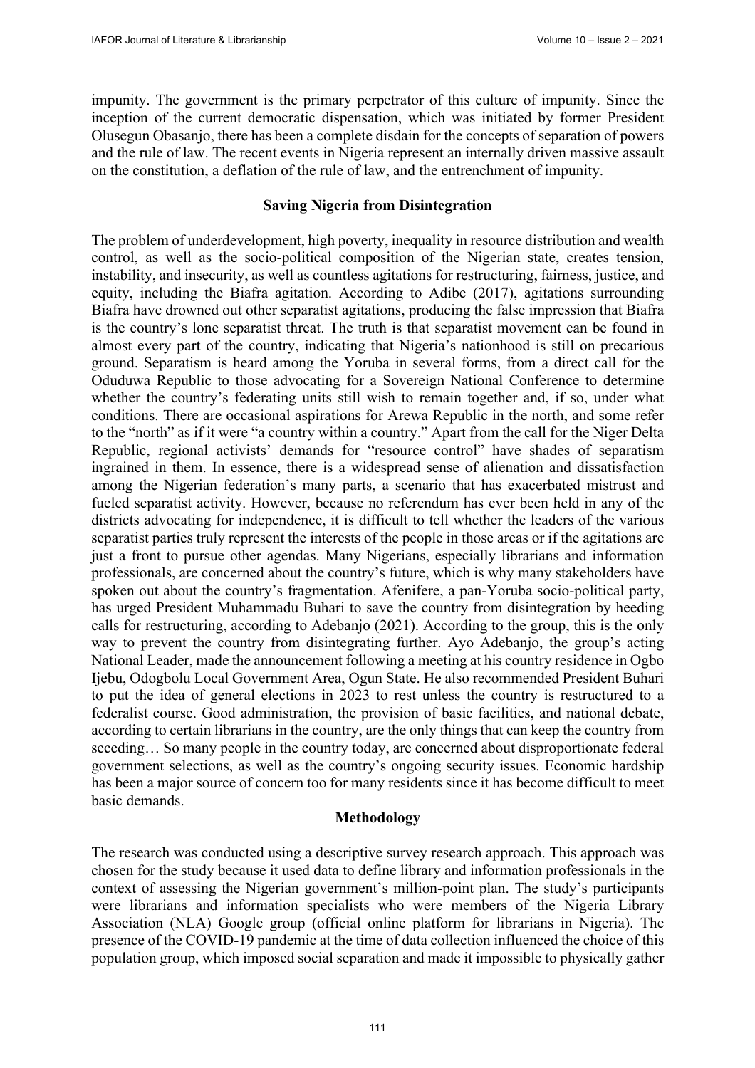impunity. The government is the primary perpetrator of this culture of impunity. Since the inception of the current democratic dispensation, which was initiated by former President Olusegun Obasanjo, there has been a complete disdain for the concepts of separation of powers and the rule of law. The recent events in Nigeria represent an internally driven massive assault on the constitution, a deflation of the rule of law, and the entrenchment of impunity.

## Saving Nigeria from Disintegration

The problem of underdevelopment, high poverty, inequality in resource distribution and wealth control, as well as the socio-political composition of the Nigerian state, creates tension, instability, and insecurity, as well as countless agitations for restructuring, fairness, justice, and equity, including the Biafra agitation. According to Adibe (2017), agitations surrounding Biafra have drowned out other separatist agitations, producing the false impression that Biafra is the country's lone separatist threat. The truth is that separatist movement can be found in almost every part of the country, indicating that Nigeria's nationhood is still on precarious ground. Separatism is heard among the Yoruba in several forms, from a direct call for the Oduduwa Republic to those advocating for a Sovereign National Conference to determine whether the country's federating units still wish to remain together and, if so, under what conditions. There are occasional aspirations for Arewa Republic in the north, and some refer to the "north" as if it were "a country within a country." Apart from the call for the Niger Delta Republic, regional activists' demands for "resource control" have shades of separatism ingrained in them. In essence, there is a widespread sense of alienation and dissatisfaction among the Nigerian federation's many parts, a scenario that has exacerbated mistrust and fueled separatist activity. However, because no referendum has ever been held in any of the districts advocating for independence, it is difficult to tell whether the leaders of the various separatist parties truly represent the interests of the people in those areas or if the agitations are just a front to pursue other agendas. Many Nigerians, especially librarians and information professionals, are concerned about the country's future, which is why many stakeholders have spoken out about the country's fragmentation. Afenifere, a pan-Yoruba socio-political party, has urged President Muhammadu Buhari to save the country from disintegration by heeding calls for restructuring, according to Adebanjo (2021). According to the group, this is the only way to prevent the country from disintegrating further. Ayo Adebanjo, the group's acting National Leader, made the announcement following a meeting at his country residence in Ogbo Ijebu, Odogbolu Local Government Area, Ogun State. He also recommended President Buhari to put the idea of general elections in 2023 to rest unless the country is restructured to a federalist course. Good administration, the provision of basic facilities, and national debate, according to certain librarians in the country, are the only things that can keep the country from seceding… So many people in the country today, are concerned about disproportionate federal government selections, as well as the country's ongoing security issues. Economic hardship has been a major source of concern too for many residents since it has become difficult to meet basic demands.

## Methodology

The research was conducted using a descriptive survey research approach. This approach was chosen for the study because it used data to define library and information professionals in the context of assessing the Nigerian government's million-point plan. The study's participants were librarians and information specialists who were members of the Nigeria Library Association (NLA) Google group (official online platform for librarians in Nigeria). The presence of the COVID-19 pandemic at the time of data collection influenced the choice of this population group, which imposed social separation and made it impossible to physically gather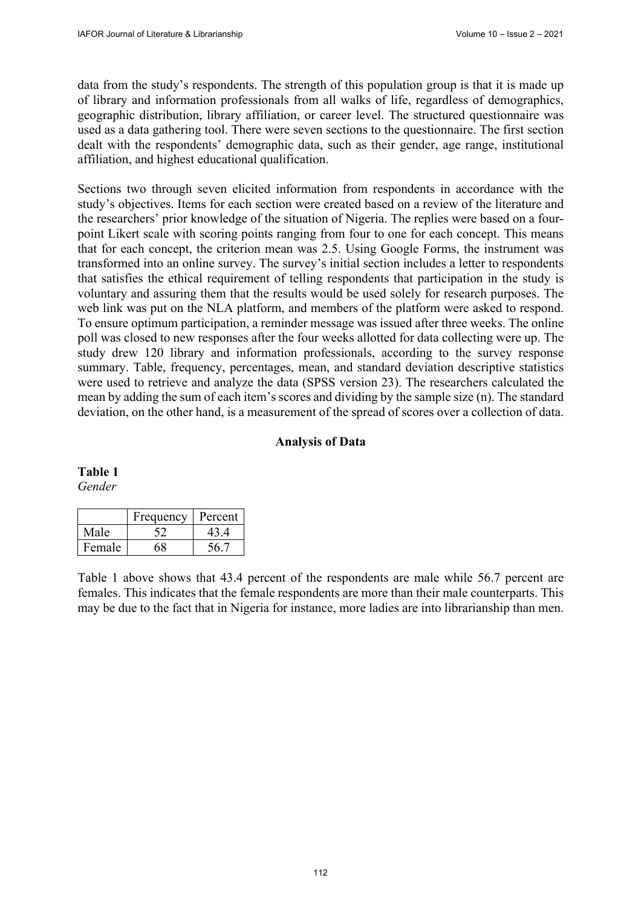data from the study's respondents. The strength of this population group is that it is made up of library and information professionals from all walks of life, regardless of demographics, geographic distribution, library affiliation, or career level. The structured questionnaire was used as a data gathering tool. There were seven sections to the questionnaire. The first section dealt with the respondents' demographic data, such as their gender, age range, institutional affiliation, and highest educational qualification.

Sections two through seven elicited information from respondents in accordance with the study's objectives. Items for each section were created based on a review of the literature and the researchers' prior knowledge of the situation of Nigeria. The replies were based on a four-point Likert scale with scoring points ranging from four to one for each concept. This means that for each concept, the criterion mean was 2.5. Using Google Forms, the instrument was transformed into an online survey. The survey's initial section includes a letter to respondents that satisfies the ethical requirement of telling respondents that participation in the study is voluntary and assuring them that the results would be used solely for research purposes. The web link was put on the NLA platform, and members of the platform were asked to respond. To ensure optimum participation, a reminder message was issued after three weeks. The online poll was closed to new responses after the four weeks allotted for data collecting were up. The study drew 120 library and information professionals, according to the survey response summary. Table, frequency, percentages, mean, and standard deviation descriptive statistics were used to retrieve and analyze the data (SPSS version 23). The researchers calculated the mean by adding the sum of each item's scores and dividing by the sample size (n). The standard deviation, on the other hand, is a measurement of the spread of scores over a collection of data.

## Analysis of Data

**Table 1**
*Gender*

| | Frequency | Percent |
|---|---|---|
| Male | 52 | 43.4 |
| Female | 68 | 56.7 |

Table 1 above shows that 43.4 percent of the respondents are male while 56.7 percent are females. This indicates that the female respondents are more than their male counterparts. This may be due to the fact that in Nigeria for instance, more ladies are into librarianship than men.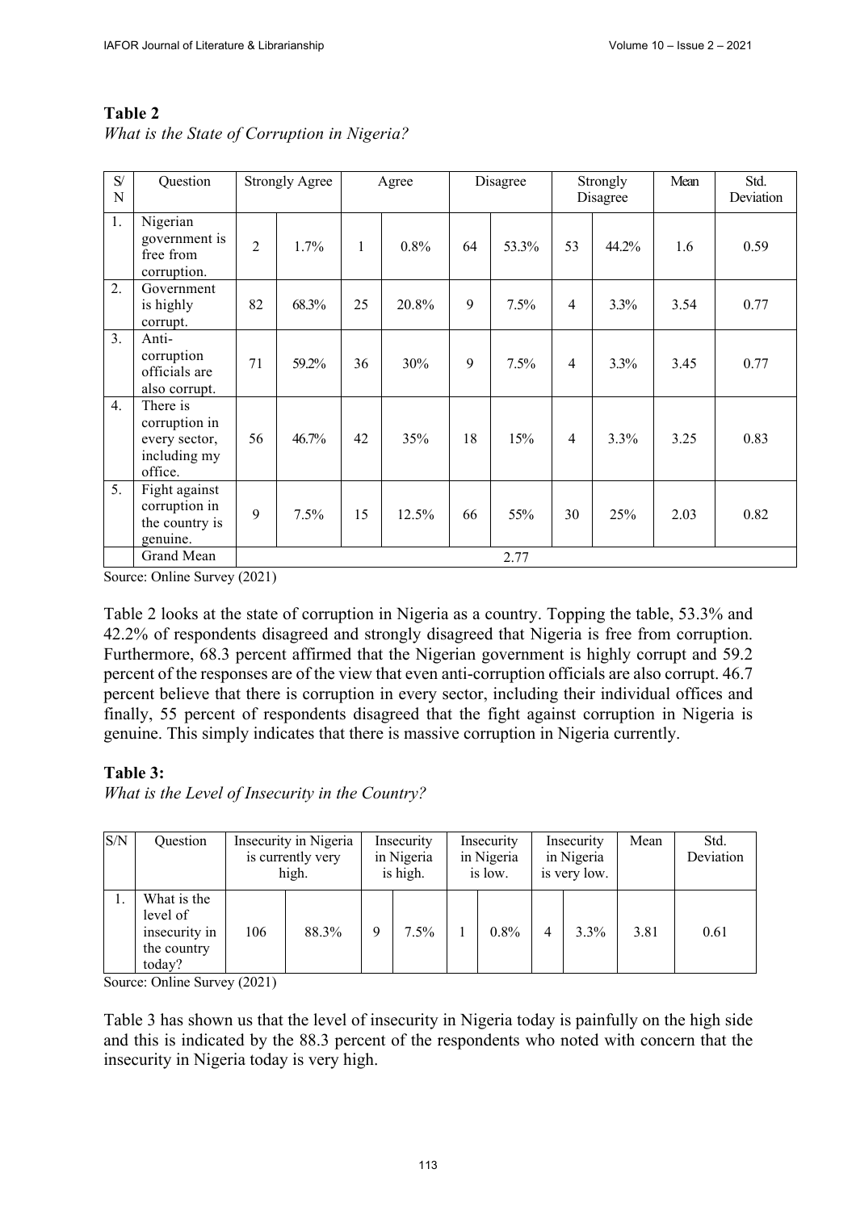**Table 2**

*What is the State of Corruption in Nigeria?*

| S/N | Question | Strongly Agree | | Agree | | Disagree | | Strongly Disagree | | Mean | Std. Deviation |
|---|---|---|---|---|---|---|---|---|---|---|---|
| 1. | Nigerian government is free from corruption. | 2 | 1.7% | 1 | 0.8% | 64 | 53.3% | 53 | 44.2% | 1.6 | 0.59 |
| 2. | Government is highly corrupt. | 82 | 68.3% | 25 | 20.8% | 9 | 7.5% | 4 | 3.3% | 3.54 | 0.77 |
| 3. | Anti-corruption officials are also corrupt. | 71 | 59.2% | 36 | 30% | 9 | 7.5% | 4 | 3.3% | 3.45 | 0.77 |
| 4. | There is corruption in every sector, including my office. | 56 | 46.7% | 42 | 35% | 18 | 15% | 4 | 3.3% | 3.25 | 0.83 |
| 5. | Fight against corruption in the country is genuine. | 9 | 7.5% | 15 | 12.5% | 66 | 55% | 30 | 25% | 2.03 | 0.82 |
| | Grand Mean | 2.77 | | | | | | | | | |

Source: Online Survey (2021)

Table 2 looks at the state of corruption in Nigeria as a country. Topping the table, 53.3% and 42.2% of respondents disagreed and strongly disagreed that Nigeria is free from corruption. Furthermore, 68.3 percent affirmed that the Nigerian government is highly corrupt and 59.2 percent of the responses are of the view that even anti-corruption officials are also corrupt. 46.7 percent believe that there is corruption in every sector, including their individual offices and finally, 55 percent of respondents disagreed that the fight against corruption in Nigeria is genuine. This simply indicates that there is massive corruption in Nigeria currently.

**Table 3:**

*What is the Level of Insecurity in the Country?*

| S/N | Question | Insecurity in Nigeria is currently very high. | | Insecurity in Nigeria is high. | | Insecurity in Nigeria is low. | | Insecurity in Nigeria is very low. | | Mean | Std. Deviation |
|---|---|---|---|---|---|---|---|---|---|---|---|
| 1. | What is the level of insecurity in the country today? | 106 | 88.3% | 9 | 7.5% | 1 | 0.8% | 4 | 3.3% | 3.81 | 0.61 |

Source: Online Survey (2021)

Table 3 has shown us that the level of insecurity in Nigeria today is painfully on the high side and this is indicated by the 88.3 percent of the respondents who noted with concern that the insecurity in Nigeria today is very high.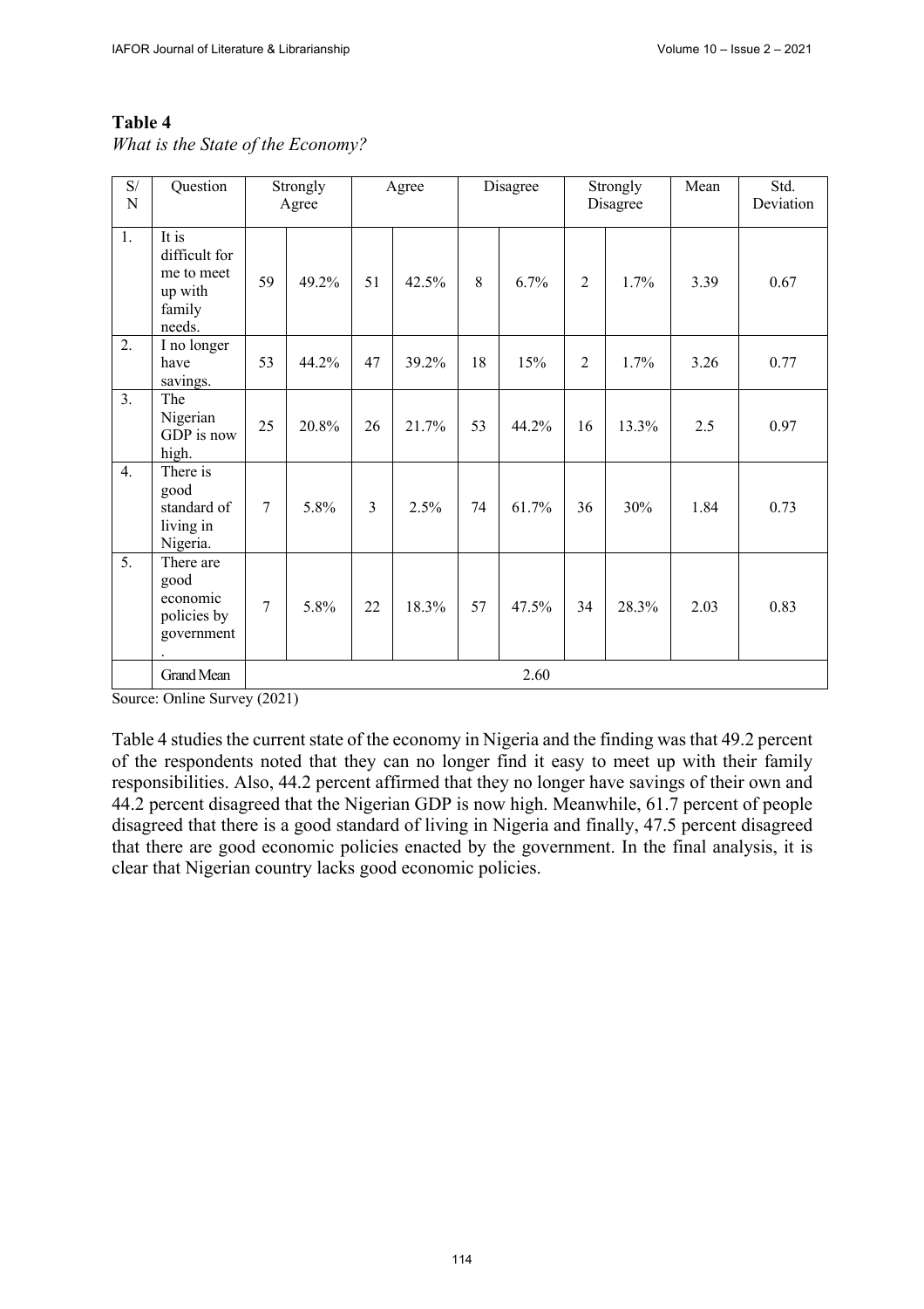**Table 4**

*What is the State of the Economy?*

| S/N | Question | Strongly Agree | | Agree | | Disagree | | Strongly Disagree | | Mean | Std. Deviation |
|---|---|---|---|---|---|---|---|---|---|---|---|
| 1. | It is difficult for me to meet up with family needs. | 59 | 49.2% | 51 | 42.5% | 8 | 6.7% | 2 | 1.7% | 3.39 | 0.67 |
| 2. | I no longer have savings. | 53 | 44.2% | 47 | 39.2% | 18 | 15% | 2 | 1.7% | 3.26 | 0.77 |
| 3. | The Nigerian GDP is now high. | 25 | 20.8% | 26 | 21.7% | 53 | 44.2% | 16 | 13.3% | 2.5 | 0.97 |
| 4. | There is good standard of living in Nigeria. | 7 | 5.8% | 3 | 2.5% | 74 | 61.7% | 36 | 30% | 1.84 | 0.73 |
| 5. | There are good economic policies by government. | 7 | 5.8% | 22 | 18.3% | 57 | 47.5% | 34 | 28.3% | 2.03 | 0.83 |
| | Grand Mean | 2.60 | | | | | | | | | |

Source: Online Survey (2021)

Table 4 studies the current state of the economy in Nigeria and the finding was that 49.2 percent of the respondents noted that they can no longer find it easy to meet up with their family responsibilities. Also, 44.2 percent affirmed that they no longer have savings of their own and 44.2 percent disagreed that the Nigerian GDP is now high. Meanwhile, 61.7 percent of people disagreed that there is a good standard of living in Nigeria and finally, 47.5 percent disagreed that there are good economic policies enacted by the government. In the final analysis, it is clear that Nigerian country lacks good economic policies.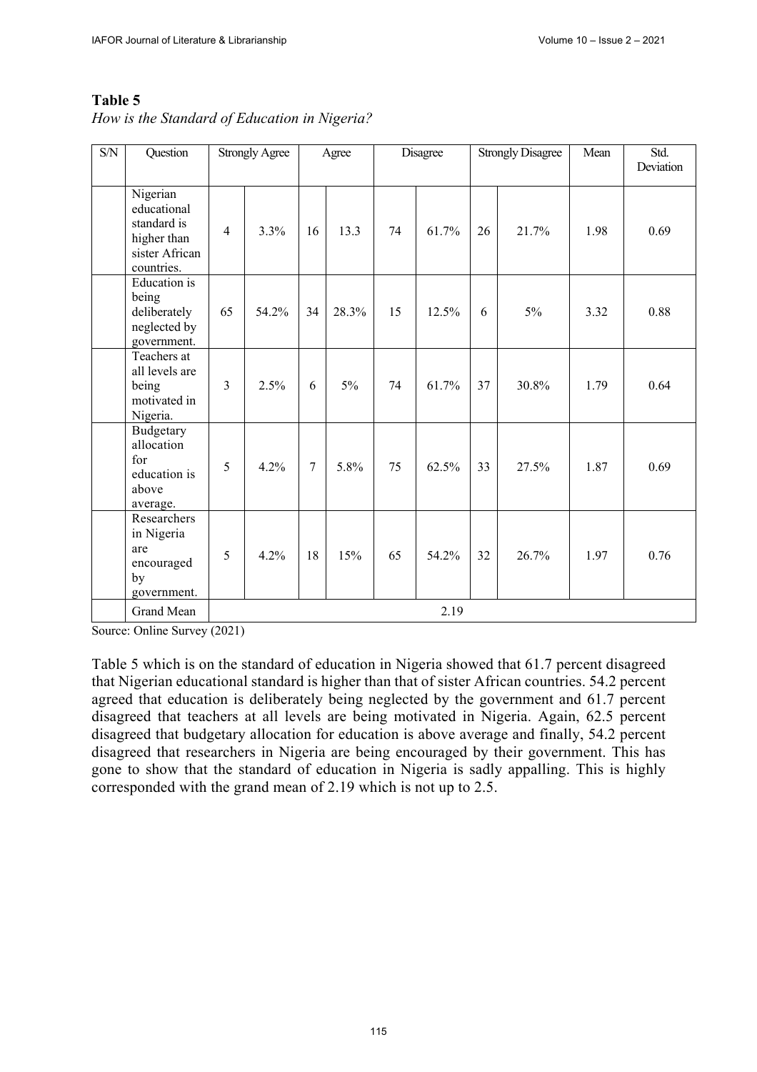**Table 5**

*How is the Standard of Education in Nigeria?*

| S/N | Question | Strongly Agree | | Agree | | Disagree | | Strongly Disagree | | Mean | Std. Deviation |
|---|---|---|---|---|---|---|---|---|---|---|---|
| | Nigerian educational standard is higher than sister African countries. | 4 | 3.3% | 16 | 13.3 | 74 | 61.7% | 26 | 21.7% | 1.98 | 0.69 |
| | Education is being deliberately neglected by government. | 65 | 54.2% | 34 | 28.3% | 15 | 12.5% | 6 | 5% | 3.32 | 0.88 |
| | Teachers at all levels are being motivated in Nigeria. | 3 | 2.5% | 6 | 5% | 74 | 61.7% | 37 | 30.8% | 1.79 | 0.64 |
| | Budgetary allocation for education is above average. | 5 | 4.2% | 7 | 5.8% | 75 | 62.5% | 33 | 27.5% | 1.87 | 0.69 |
| | Researchers in Nigeria are encouraged by government. | 5 | 4.2% | 18 | 15% | 65 | 54.2% | 32 | 26.7% | 1.97 | 0.76 |
| | Grand Mean | 2.19 | | | | | | | | | |

Source: Online Survey (2021)

Table 5 which is on the standard of education in Nigeria showed that 61.7 percent disagreed that Nigerian educational standard is higher than that of sister African countries. 54.2 percent agreed that education is deliberately being neglected by the government and 61.7 percent disagreed that teachers at all levels are being motivated in Nigeria. Again, 62.5 percent disagreed that budgetary allocation for education is above average and finally, 54.2 percent disagreed that researchers in Nigeria are being encouraged by their government. This has gone to show that the standard of education in Nigeria is sadly appalling. This is highly corresponded with the grand mean of 2.19 which is not up to 2.5.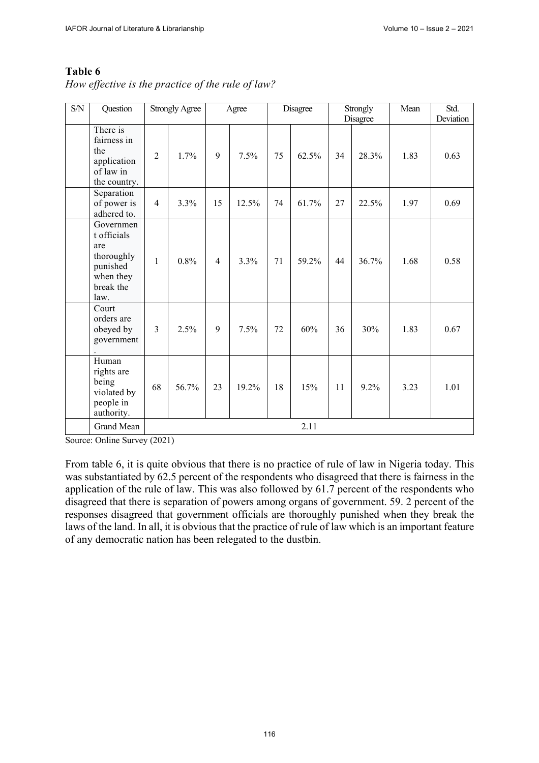**Table 6**

*How effective is the practice of the rule of law?*

| S/N | Question | Strongly Agree | | Agree | | Disagree | | Strongly Disagree | | Mean | Std. Deviation |
|---|---|---|---|---|---|---|---|---|---|---|---|
| | There is fairness in the application of law in the country. | 2 | 1.7% | 9 | 7.5% | 75 | 62.5% | 34 | 28.3% | 1.83 | 0.63 |
| | Separation of power is adhered to. | 4 | 3.3% | 15 | 12.5% | 74 | 61.7% | 27 | 22.5% | 1.97 | 0.69 |
| | Government officials are thoroughly punished when they break the law. | 1 | 0.8% | 4 | 3.3% | 71 | 59.2% | 44 | 36.7% | 1.68 | 0.58 |
| | Court orders are obeyed by government. | 3 | 2.5% | 9 | 7.5% | 72 | 60% | 36 | 30% | 1.83 | 0.67 |
| | Human rights are being violated by people in authority. | 68 | 56.7% | 23 | 19.2% | 18 | 15% | 11 | 9.2% | 3.23 | 1.01 |
| | Grand Mean | 2.11 | | | | | | | | | |

Source: Online Survey (2021)

From table 6, it is quite obvious that there is no practice of rule of law in Nigeria today. This was substantiated by 62.5 percent of the respondents who disagreed that there is fairness in the application of the rule of law. This was also followed by 61.7 percent of the respondents who disagreed that there is separation of powers among organs of government. 59. 2 percent of the responses disagreed that government officials are thoroughly punished when they break the laws of the land. In all, it is obvious that the practice of rule of law which is an important feature of any democratic nation has been relegated to the dustbin.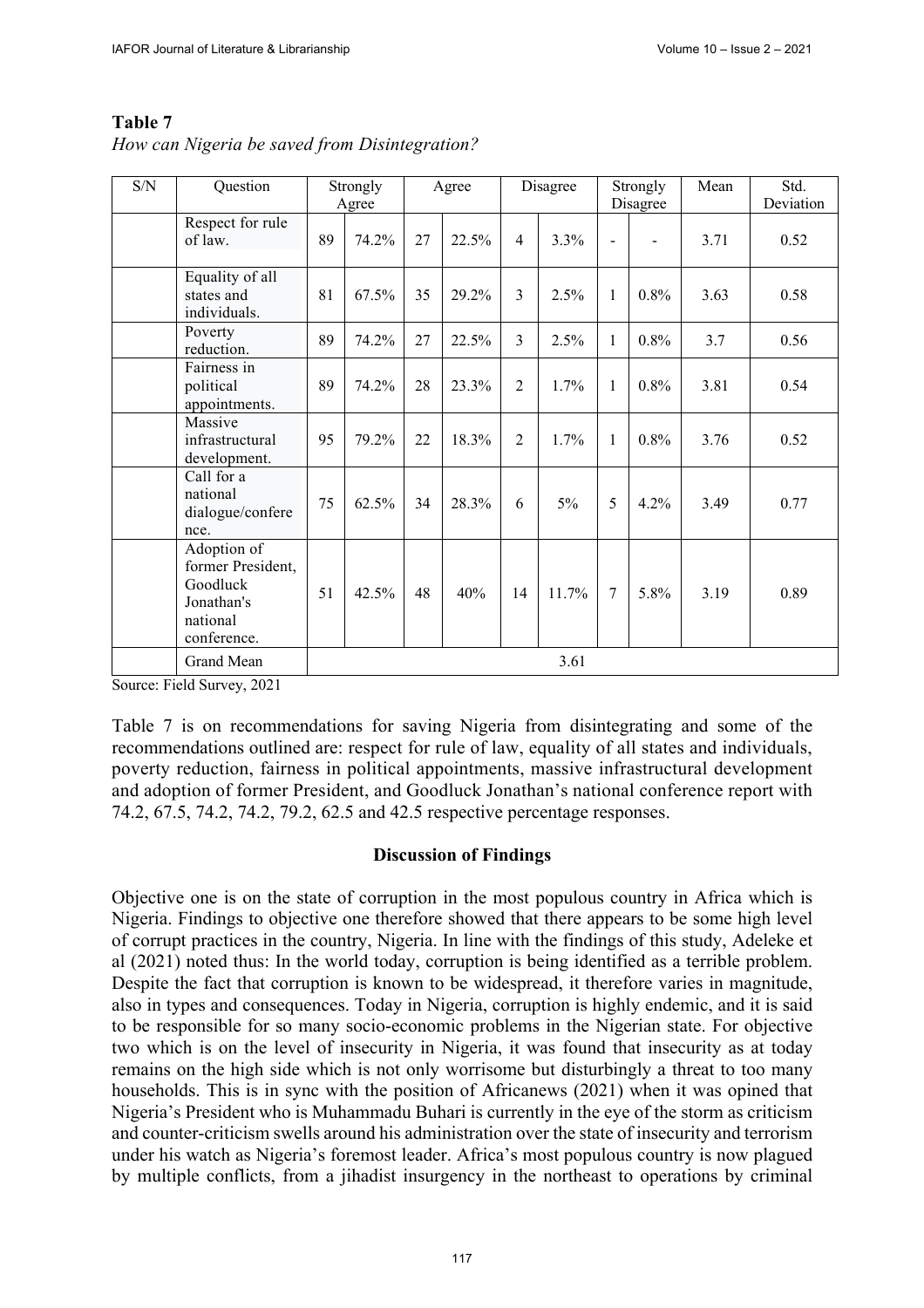**Table 7**

*How can Nigeria be saved from Disintegration?*

| S/N | Question | Strongly Agree | | Agree | | Disagree | | Strongly Disagree | | Mean | Std. Deviation |
|---|---|---|---|---|---|---|---|---|---|---|---|
| | Respect for rule of law. | 89 | 74.2% | 27 | 22.5% | 4 | 3.3% | - | - | 3.71 | 0.52 |
| | Equality of all states and individuals. | 81 | 67.5% | 35 | 29.2% | 3 | 2.5% | 1 | 0.8% | 3.63 | 0.58 |
| | Poverty reduction. | 89 | 74.2% | 27 | 22.5% | 3 | 2.5% | 1 | 0.8% | 3.7 | 0.56 |
| | Fairness in political appointments. | 89 | 74.2% | 28 | 23.3% | 2 | 1.7% | 1 | 0.8% | 3.81 | 0.54 |
| | Massive infrastructural development. | 95 | 79.2% | 22 | 18.3% | 2 | 1.7% | 1 | 0.8% | 3.76 | 0.52 |
| | Call for a national dialogue/conference. | 75 | 62.5% | 34 | 28.3% | 6 | 5% | 5 | 4.2% | 3.49 | 0.77 |
| | Adoption of former President, Goodluck Jonathan's national conference. | 51 | 42.5% | 48 | 40% | 14 | 11.7% | 7 | 5.8% | 3.19 | 0.89 |
| | Grand Mean | 3.61 | | | | | | | | | |

Source: Field Survey, 2021

Table 7 is on recommendations for saving Nigeria from disintegrating and some of the recommendations outlined are: respect for rule of law, equality of all states and individuals, poverty reduction, fairness in political appointments, massive infrastructural development and adoption of former President, and Goodluck Jonathan's national conference report with 74.2, 67.5, 74.2, 74.2, 79.2, 62.5 and 42.5 respective percentage responses.

## Discussion of Findings

Objective one is on the state of corruption in the most populous country in Africa which is Nigeria. Findings to objective one therefore showed that there appears to be some high level of corrupt practices in the country, Nigeria. In line with the findings of this study, Adeleke et al (2021) noted thus: In the world today, corruption is being identified as a terrible problem. Despite the fact that corruption is known to be widespread, it therefore varies in magnitude, also in types and consequences. Today in Nigeria, corruption is highly endemic, and it is said to be responsible for so many socio-economic problems in the Nigerian state. For objective two which is on the level of insecurity in Nigeria, it was found that insecurity as at today remains on the high side which is not only worrisome but disturbingly a threat to too many households. This is in sync with the position of Africanews (2021) when it was opined that Nigeria's President who is Muhammadu Buhari is currently in the eye of the storm as criticism and counter-criticism swells around his administration over the state of insecurity and terrorism under his watch as Nigeria's foremost leader. Africa's most populous country is now plagued by multiple conflicts, from a jihadist insurgency in the northeast to operations by criminal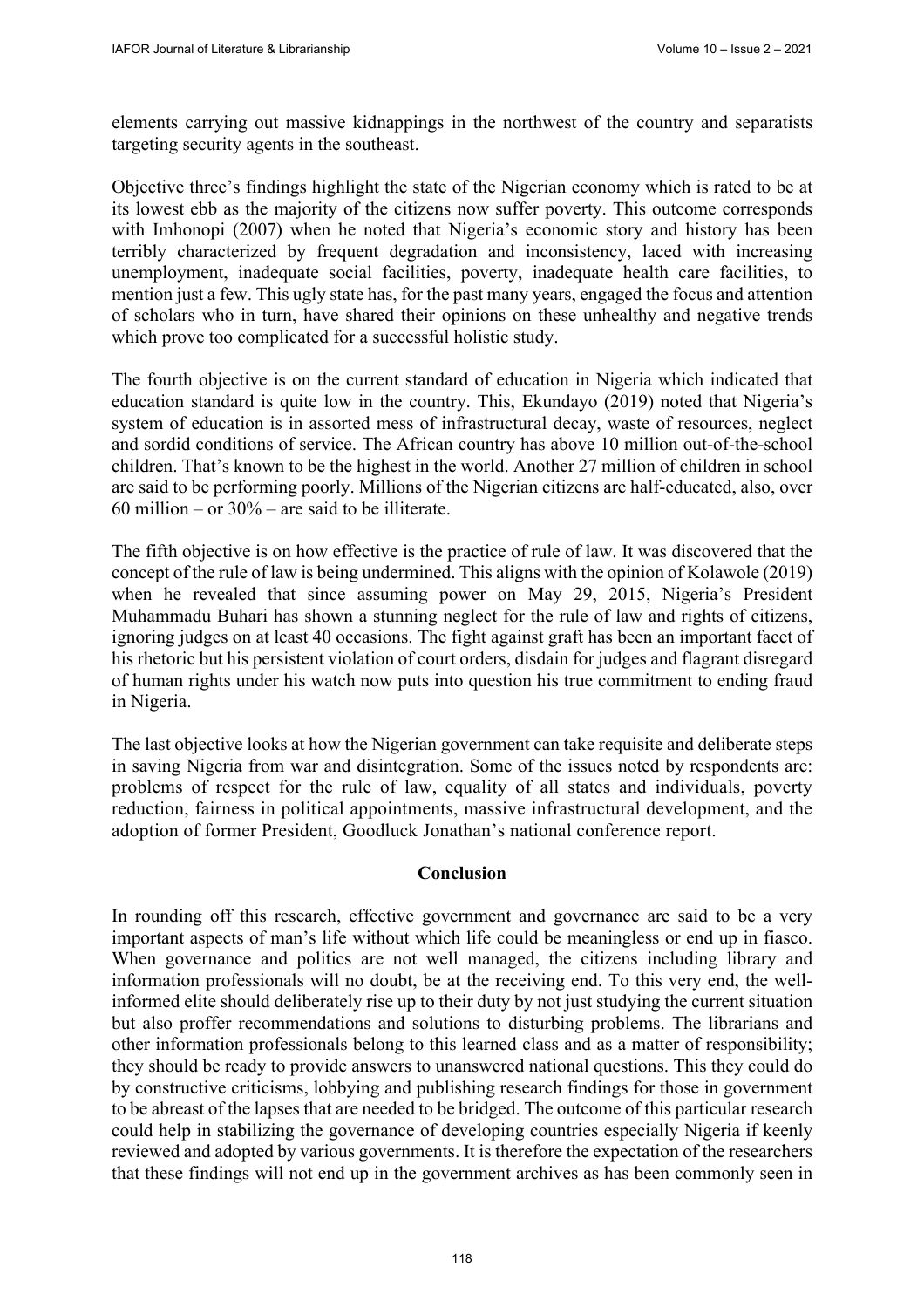elements carrying out massive kidnappings in the northwest of the country and separatists targeting security agents in the southeast.

Objective three's findings highlight the state of the Nigerian economy which is rated to be at its lowest ebb as the majority of the citizens now suffer poverty. This outcome corresponds with Imhonopi (2007) when he noted that Nigeria's economic story and history has been terribly characterized by frequent degradation and inconsistency, laced with increasing unemployment, inadequate social facilities, poverty, inadequate health care facilities, to mention just a few. This ugly state has, for the past many years, engaged the focus and attention of scholars who in turn, have shared their opinions on these unhealthy and negative trends which prove too complicated for a successful holistic study.

The fourth objective is on the current standard of education in Nigeria which indicated that education standard is quite low in the country. This, Ekundayo (2019) noted that Nigeria's system of education is in assorted mess of infrastructural decay, waste of resources, neglect and sordid conditions of service. The African country has above 10 million out-of-the-school children. That's known to be the highest in the world. Another 27 million of children in school are said to be performing poorly. Millions of the Nigerian citizens are half-educated, also, over 60 million – or 30% – are said to be illiterate.

The fifth objective is on how effective is the practice of rule of law. It was discovered that the concept of the rule of law is being undermined. This aligns with the opinion of Kolawole (2019) when he revealed that since assuming power on May 29, 2015, Nigeria's President Muhammadu Buhari has shown a stunning neglect for the rule of law and rights of citizens, ignoring judges on at least 40 occasions. The fight against graft has been an important facet of his rhetoric but his persistent violation of court orders, disdain for judges and flagrant disregard of human rights under his watch now puts into question his true commitment to ending fraud in Nigeria.

The last objective looks at how the Nigerian government can take requisite and deliberate steps in saving Nigeria from war and disintegration. Some of the issues noted by respondents are: problems of respect for the rule of law, equality of all states and individuals, poverty reduction, fairness in political appointments, massive infrastructural development, and the adoption of former President, Goodluck Jonathan's national conference report.

## Conclusion

In rounding off this research, effective government and governance are said to be a very important aspects of man's life without which life could be meaningless or end up in fiasco. When governance and politics are not well managed, the citizens including library and information professionals will no doubt, be at the receiving end. To this very end, the well-informed elite should deliberately rise up to their duty by not just studying the current situation but also proffer recommendations and solutions to disturbing problems. The librarians and other information professionals belong to this learned class and as a matter of responsibility; they should be ready to provide answers to unanswered national questions. This they could do by constructive criticisms, lobbying and publishing research findings for those in government to be abreast of the lapses that are needed to be bridged. The outcome of this particular research could help in stabilizing the governance of developing countries especially Nigeria if keenly reviewed and adopted by various governments. It is therefore the expectation of the researchers that these findings will not end up in the government archives as has been commonly seen in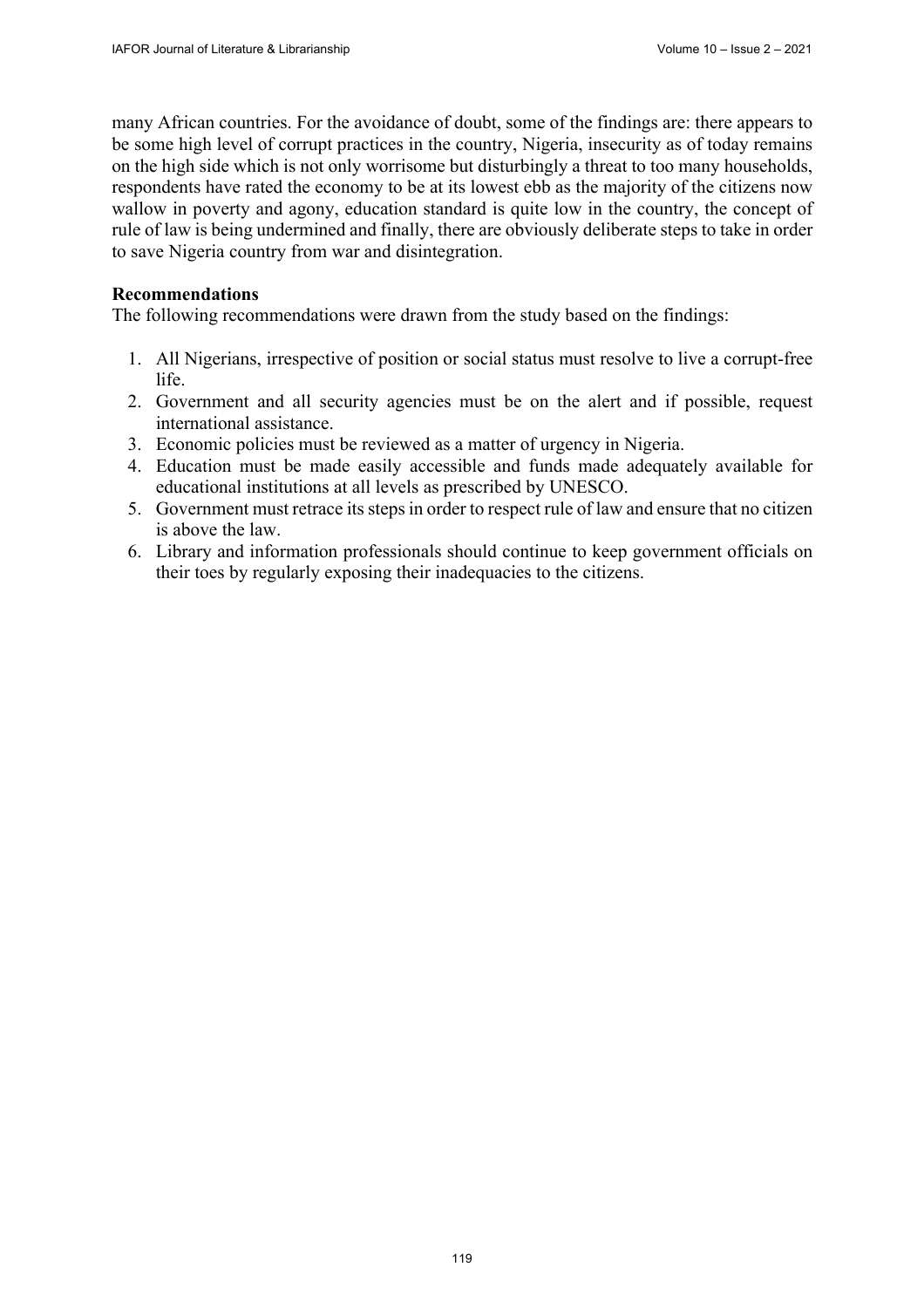many African countries. For the avoidance of doubt, some of the findings are: there appears to be some high level of corrupt practices in the country, Nigeria, insecurity as of today remains on the high side which is not only worrisome but disturbingly a threat to too many households, respondents have rated the economy to be at its lowest ebb as the majority of the citizens now wallow in poverty and agony, education standard is quite low in the country, the concept of rule of law is being undermined and finally, there are obviously deliberate steps to take in order to save Nigeria country from war and disintegration.

**Recommendations**

The following recommendations were drawn from the study based on the findings:

1. All Nigerians, irrespective of position or social status must resolve to live a corrupt-free life.
2. Government and all security agencies must be on the alert and if possible, request international assistance.
3. Economic policies must be reviewed as a matter of urgency in Nigeria.
4. Education must be made easily accessible and funds made adequately available for educational institutions at all levels as prescribed by UNESCO.
5. Government must retrace its steps in order to respect rule of law and ensure that no citizen is above the law.
6. Library and information professionals should continue to keep government officials on their toes by regularly exposing their inadequacies to the citizens.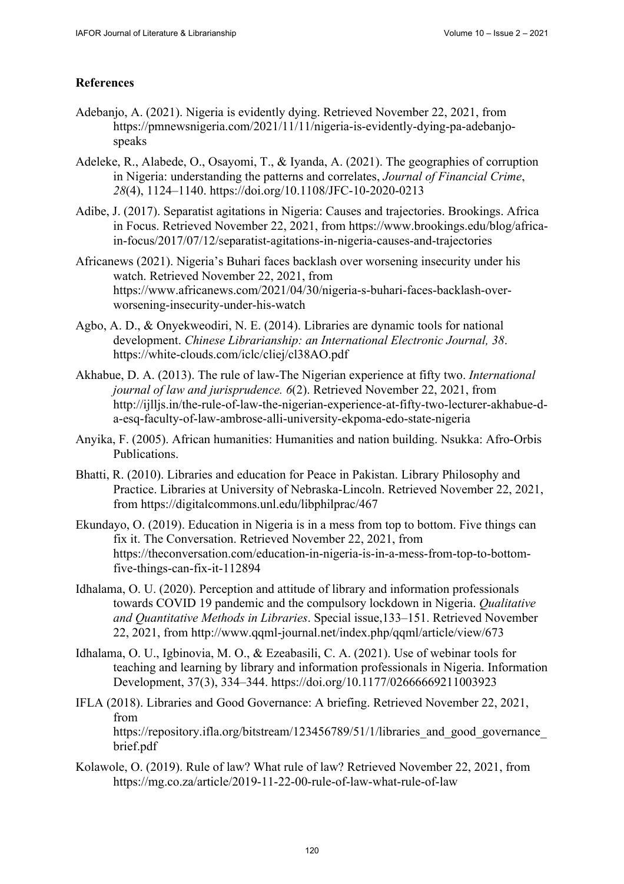## References

Adebanjo, A. (2021). Nigeria is evidently dying. Retrieved November 22, 2021, from https://pmnewsnigeria.com/2021/11/11/nigeria-is-evidently-dying-pa-adebanjo-speaks

Adeleke, R., Alabede, O., Osayomi, T., & Iyanda, A. (2021). The geographies of corruption in Nigeria: understanding the patterns and correlates, *Journal of Financial Crime*, *28*(4), 1124–1140. https://doi.org/10.1108/JFC-10-2020-0213

Adibe, J. (2017). Separatist agitations in Nigeria: Causes and trajectories. Brookings. Africa in Focus. Retrieved November 22, 2021, from https://www.brookings.edu/blog/africa-in-focus/2017/07/12/separatist-agitations-in-nigeria-causes-and-trajectories

Africanews (2021). Nigeria's Buhari faces backlash over worsening insecurity under his watch. Retrieved November 22, 2021, from https://www.africanews.com/2021/04/30/nigeria-s-buhari-faces-backlash-over-worsening-insecurity-under-his-watch

Agbo, A. D., & Onyekweodiri, N. E. (2014). Libraries are dynamic tools for national development. *Chinese Librarianship: an International Electronic Journal, 38*. https://white-clouds.com/iclc/cliej/cl38AO.pdf

Akhabue, D. A. (2013). The rule of law-The Nigerian experience at fifty two. *International journal of law and jurisprudence. 6*(2). Retrieved November 22, 2021, from http://ijlljs.in/the-rule-of-law-the-nigerian-experience-at-fifty-two-lecturer-akhabue-d-a-esq-faculty-of-law-ambrose-alli-university-ekpoma-edo-state-nigeria

Anyika, F. (2005). African humanities: Humanities and nation building. Nsukka: Afro-Orbis Publications.

Bhatti, R. (2010). Libraries and education for Peace in Pakistan. Library Philosophy and Practice. Libraries at University of Nebraska-Lincoln. Retrieved November 22, 2021, from https://digitalcommons.unl.edu/libphilprac/467

Ekundayo, O. (2019). Education in Nigeria is in a mess from top to bottom. Five things can fix it. The Conversation. Retrieved November 22, 2021, from https://theconversation.com/education-in-nigeria-is-in-a-mess-from-top-to-bottom-five-things-can-fix-it-112894

Idhalama, O. U. (2020). Perception and attitude of library and information professionals towards COVID 19 pandemic and the compulsory lockdown in Nigeria. *Qualitative and Quantitative Methods in Libraries*. Special issue,133–151. Retrieved November 22, 2021, from http://www.qqml-journal.net/index.php/qqml/article/view/673

Idhalama, O. U., Igbinovia, M. O., & Ezeabasili, C. A. (2021). Use of webinar tools for teaching and learning by library and information professionals in Nigeria. Information Development, 37(3), 334–344. https://doi.org/10.1177/02666669211003923

IFLA (2018). Libraries and Good Governance: A briefing. Retrieved November 22, 2021, from https://repository.ifla.org/bitstream/123456789/51/1/libraries_and_good_governance_brief.pdf

Kolawole, O. (2019). Rule of law? What rule of law? Retrieved November 22, 2021, from https://mg.co.za/article/2019-11-22-00-rule-of-law-what-rule-of-law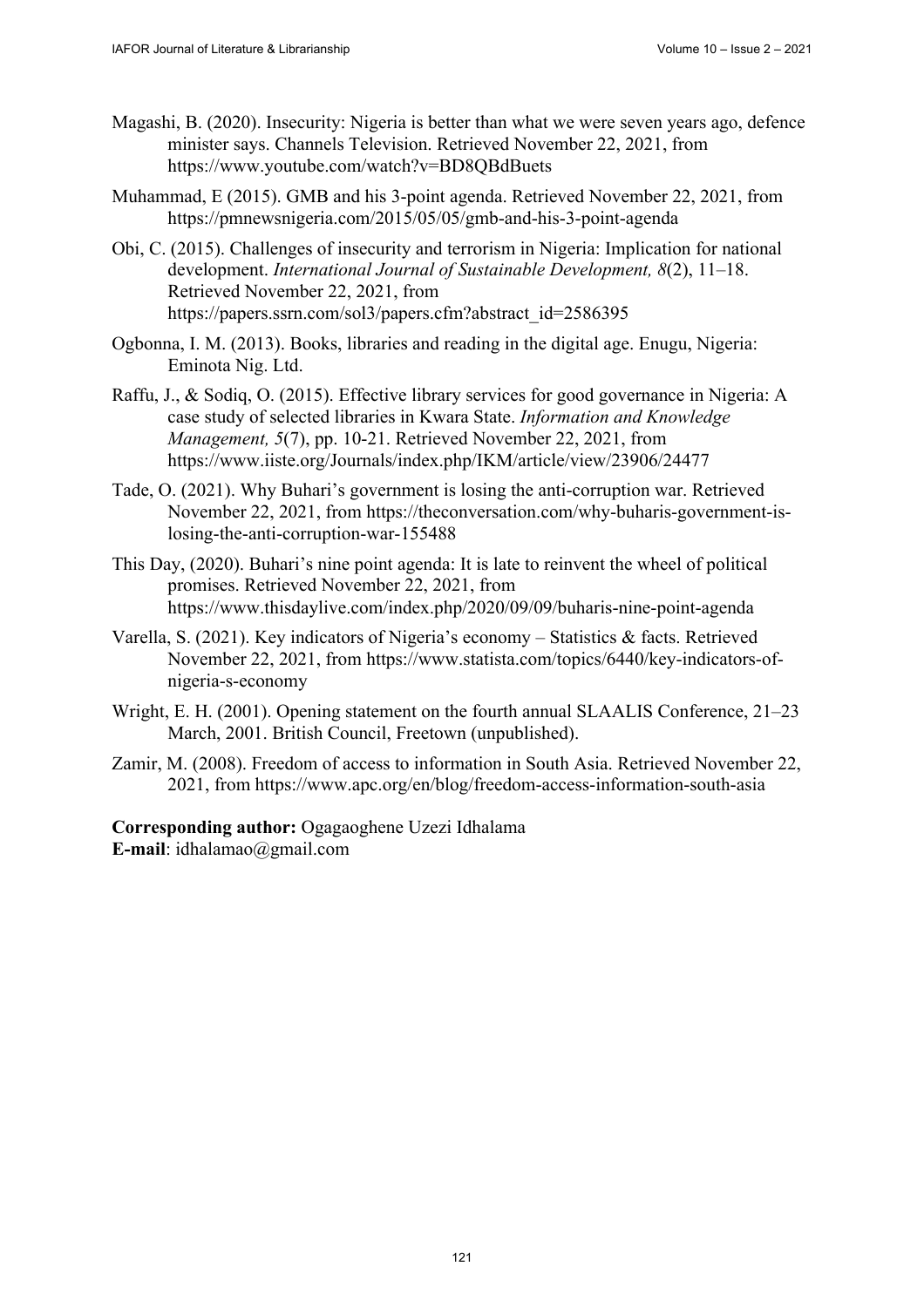Magashi, B. (2020). Insecurity: Nigeria is better than what we were seven years ago, defence minister says. Channels Television. Retrieved November 22, 2021, from https://www.youtube.com/watch?v=BD8QBdBuets

Muhammad, E (2015). GMB and his 3-point agenda. Retrieved November 22, 2021, from https://pmnewsnigeria.com/2015/05/05/gmb-and-his-3-point-agenda

Obi, C. (2015). Challenges of insecurity and terrorism in Nigeria: Implication for national development. *International Journal of Sustainable Development, 8*(2), 11–18. Retrieved November 22, 2021, from https://papers.ssrn.com/sol3/papers.cfm?abstract_id=2586395

Ogbonna, I. M. (2013). Books, libraries and reading in the digital age. Enugu, Nigeria: Eminota Nig. Ltd.

Raffu, J., & Sodiq, O. (2015). Effective library services for good governance in Nigeria: A case study of selected libraries in Kwara State. *Information and Knowledge Management, 5*(7), pp. 10-21. Retrieved November 22, 2021, from https://www.iiste.org/Journals/index.php/IKM/article/view/23906/24477

Tade, O. (2021). Why Buhari's government is losing the anti-corruption war. Retrieved November 22, 2021, from https://theconversation.com/why-buharis-government-is-losing-the-anti-corruption-war-155488

This Day, (2020). Buhari's nine point agenda: It is late to reinvent the wheel of political promises. Retrieved November 22, 2021, from https://www.thisdaylive.com/index.php/2020/09/09/buharis-nine-point-agenda

Varella, S. (2021). Key indicators of Nigeria's economy – Statistics & facts. Retrieved November 22, 2021, from https://www.statista.com/topics/6440/key-indicators-of-nigeria-s-economy

Wright, E. H. (2001). Opening statement on the fourth annual SLAALIS Conference, 21–23 March, 2001. British Council, Freetown (unpublished).

Zamir, M. (2008). Freedom of access to information in South Asia. Retrieved November 22, 2021, from https://www.apc.org/en/blog/freedom-access-information-south-asia

**Corresponding author:** Ogagaoghene Uzezi Idhalama
**E-mail**: idhalamao@gmail.com